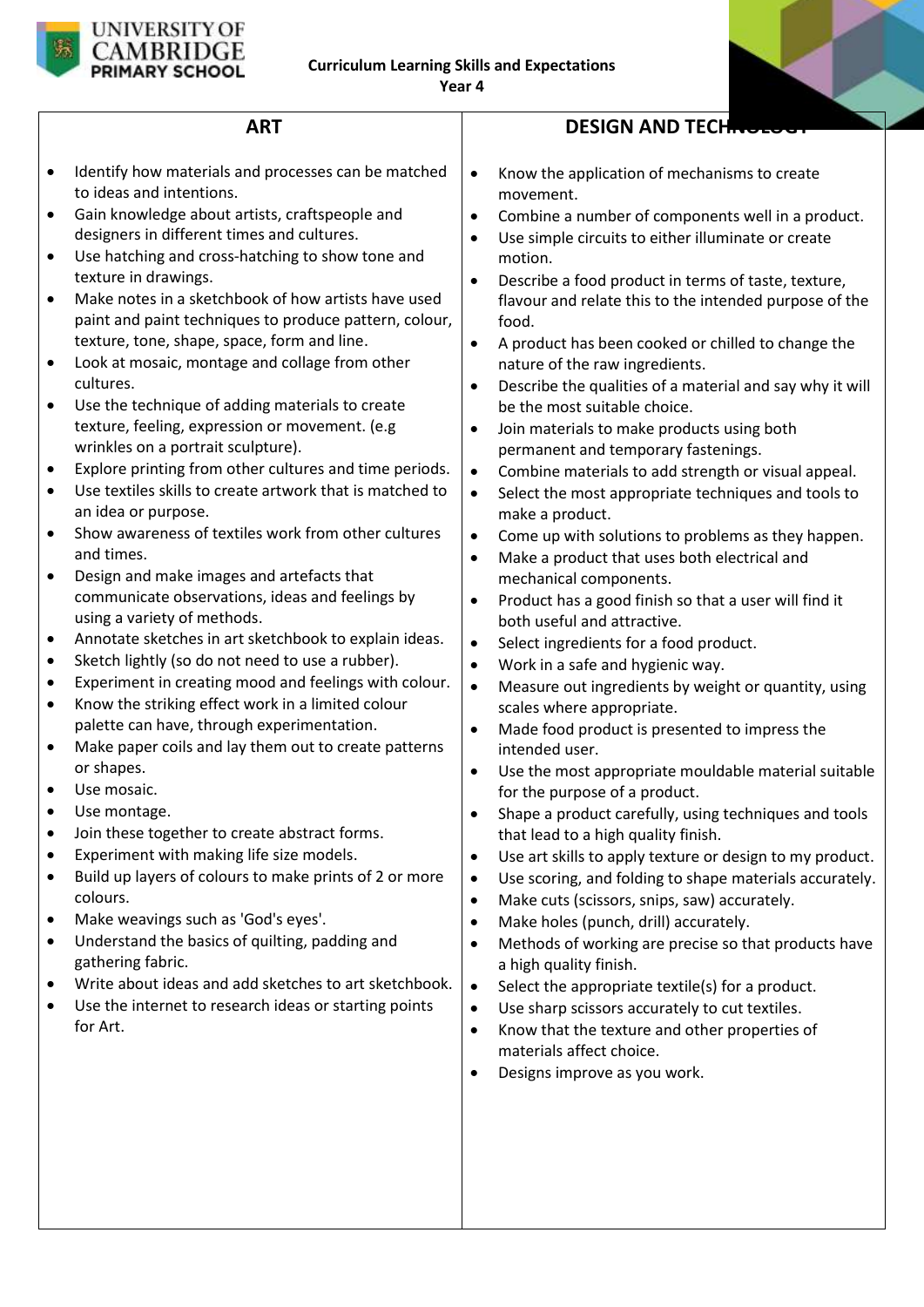UNIVERSITY OF CAMBRIDGE PRIMARY SCHOOL

**Curriculum Learning Skills and Expectations**
**Year 4**

## ART

- Identify how materials and processes can be matched to ideas and intentions.
- Gain knowledge about artists, craftspeople and designers in different times and cultures.
- Use hatching and cross-hatching to show tone and texture in drawings.
- Make notes in a sketchbook of how artists have used paint and paint techniques to produce pattern, colour, texture, tone, shape, space, form and line.
- Look at mosaic, montage and collage from other cultures.
- Use the technique of adding materials to create texture, feeling, expression or movement. (e.g wrinkles on a portrait sculpture).
- Explore printing from other cultures and time periods.
- Use textiles skills to create artwork that is matched to an idea or purpose.
- Show awareness of textiles work from other cultures and times.
- Design and make images and artefacts that communicate observations, ideas and feelings by using a variety of methods.
- Annotate sketches in art sketchbook to explain ideas.
- Sketch lightly (so do not need to use a rubber).
- Experiment in creating mood and feelings with colour.
- Know the striking effect work in a limited colour palette can have, through experimentation.
- Make paper coils and lay them out to create patterns or shapes.
- Use mosaic.
- Use montage.
- Join these together to create abstract forms.
- Experiment with making life size models.
- Build up layers of colours to make prints of 2 or more colours.
- Make weavings such as 'God's eyes'.
- Understand the basics of quilting, padding and gathering fabric.
- Write about ideas and add sketches to art sketchbook.
- Use the internet to research ideas or starting points for Art.

## DESIGN AND TECHNOLOGY

- Know the application of mechanisms to create movement.
- Combine a number of components well in a product.
- Use simple circuits to either illuminate or create motion.
- Describe a food product in terms of taste, texture, flavour and relate this to the intended purpose of the food.
- A product has been cooked or chilled to change the nature of the raw ingredients.
- Describe the qualities of a material and say why it will be the most suitable choice.
- Join materials to make products using both permanent and temporary fastenings.
- Combine materials to add strength or visual appeal.
- Select the most appropriate techniques and tools to make a product.
- Come up with solutions to problems as they happen.
- Make a product that uses both electrical and mechanical components.
- Product has a good finish so that a user will find it both useful and attractive.
- Select ingredients for a food product.
- Work in a safe and hygienic way.
- Measure out ingredients by weight or quantity, using scales where appropriate.
- Made food product is presented to impress the intended user.
- Use the most appropriate mouldable material suitable for the purpose of a product.
- Shape a product carefully, using techniques and tools that lead to a high quality finish.
- Use art skills to apply texture or design to my product.
- Use scoring, and folding to shape materials accurately.
- Make cuts (scissors, snips, saw) accurately.
- Make holes (punch, drill) accurately.
- Methods of working are precise so that products have a high quality finish.
- Select the appropriate textile(s) for a product.
- Use sharp scissors accurately to cut textiles.
- Know that the texture and other properties of materials affect choice.
- Designs improve as you work.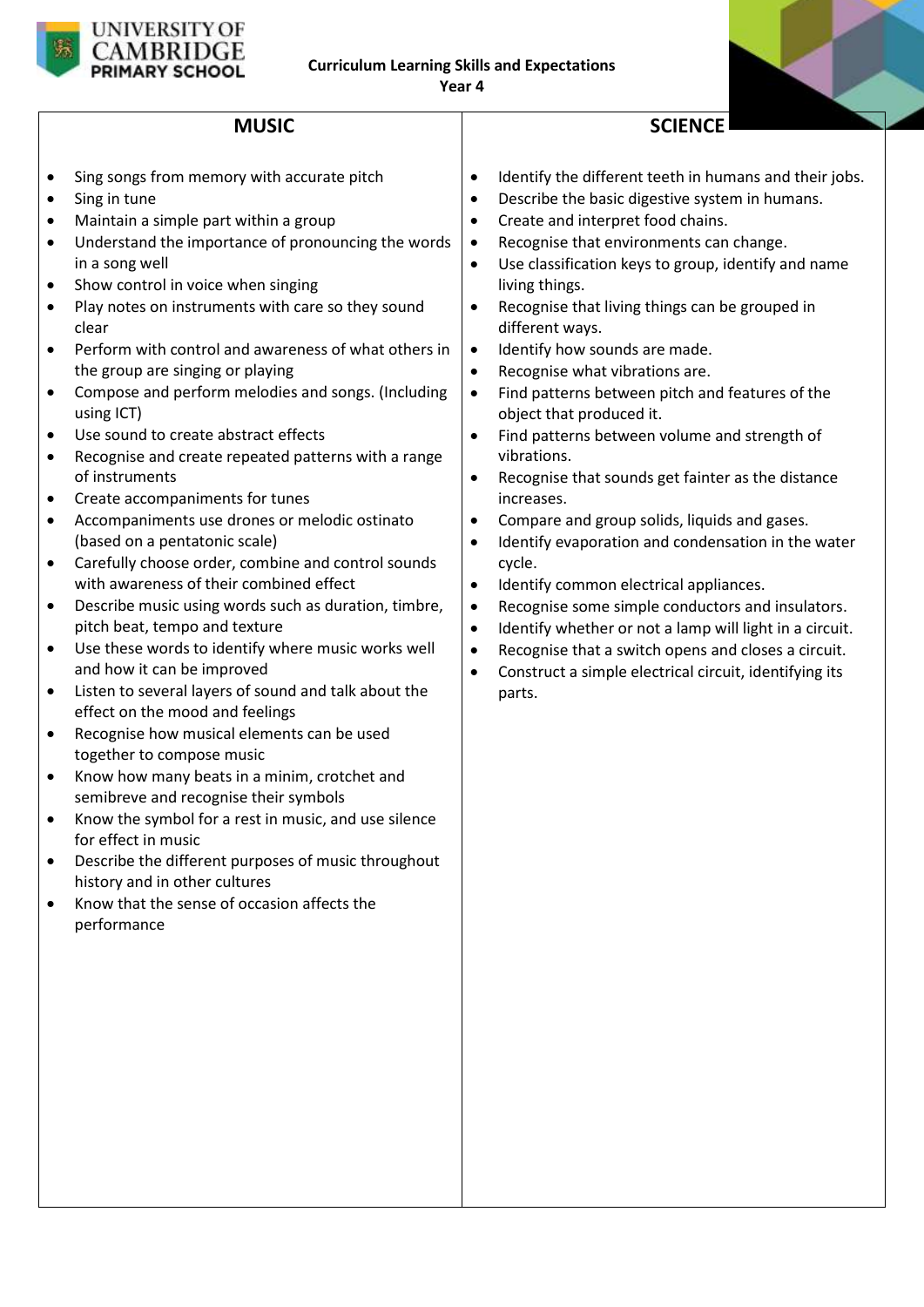UNIVERSITY OF CAMBRIDGE PRIMARY SCHOOL

**Curriculum Learning Skills and Expectations**
**Year 4**

## MUSIC

- Sing songs from memory with accurate pitch
- Sing in tune
- Maintain a simple part within a group
- Understand the importance of pronouncing the words in a song well
- Show control in voice when singing
- Play notes on instruments with care so they sound clear
- Perform with control and awareness of what others in the group are singing or playing
- Compose and perform melodies and songs. (Including using ICT)
- Use sound to create abstract effects
- Recognise and create repeated patterns with a range of instruments
- Create accompaniments for tunes
- Accompaniments use drones or melodic ostinato (based on a pentatonic scale)
- Carefully choose order, combine and control sounds with awareness of their combined effect
- Describe music using words such as duration, timbre, pitch beat, tempo and texture
- Use these words to identify where music works well and how it can be improved
- Listen to several layers of sound and talk about the effect on the mood and feelings
- Recognise how musical elements can be used together to compose music
- Know how many beats in a minim, crotchet and semibreve and recognise their symbols
- Know the symbol for a rest in music, and use silence for effect in music
- Describe the different purposes of music throughout history and in other cultures
- Know that the sense of occasion affects the performance

## SCIENCE

- Identify the different teeth in humans and their jobs.
- Describe the basic digestive system in humans.
- Create and interpret food chains.
- Recognise that environments can change.
- Use classification keys to group, identify and name living things.
- Recognise that living things can be grouped in different ways.
- Identify how sounds are made.
- Recognise what vibrations are.
- Find patterns between pitch and features of the object that produced it.
- Find patterns between volume and strength of vibrations.
- Recognise that sounds get fainter as the distance increases.
- Compare and group solids, liquids and gases.
- Identify evaporation and condensation in the water cycle.
- Identify common electrical appliances.
- Recognise some simple conductors and insulators.
- Identify whether or not a lamp will light in a circuit.
- Recognise that a switch opens and closes a circuit.
- Construct a simple electrical circuit, identifying its parts.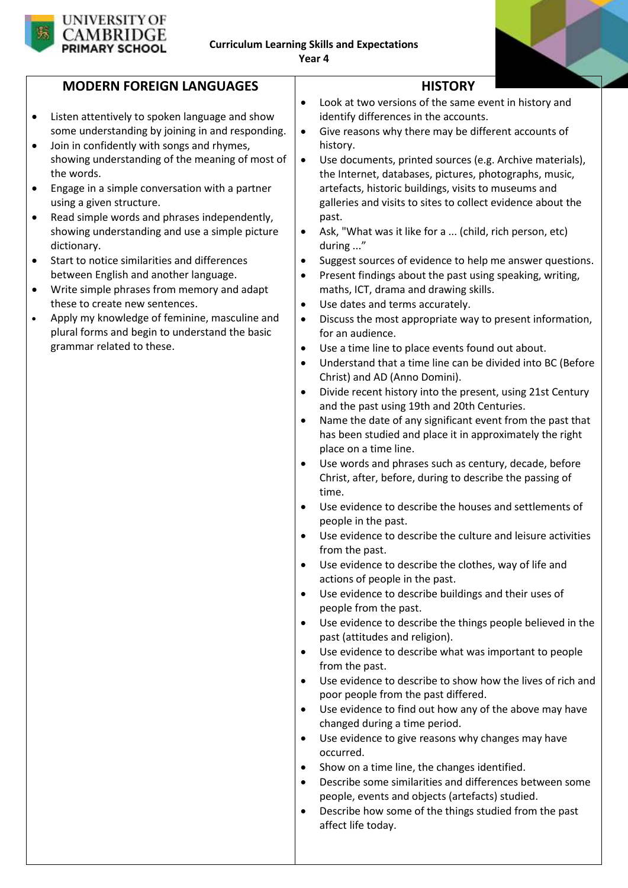**Curriculum Learning Skills and Expectations**
**Year 4**

## MODERN FOREIGN LANGUAGES

- Listen attentively to spoken language and show some understanding by joining in and responding.
- Join in confidently with songs and rhymes, showing understanding of the meaning of most of the words.
- Engage in a simple conversation with a partner using a given structure.
- Read simple words and phrases independently, showing understanding and use a simple picture dictionary.
- Start to notice similarities and differences between English and another language.
- Write simple phrases from memory and adapt these to create new sentences.
- Apply my knowledge of feminine, masculine and plural forms and begin to understand the basic grammar related to these.

## HISTORY

- Look at two versions of the same event in history and identify differences in the accounts.
- Give reasons why there may be different accounts of history.
- Use documents, printed sources (e.g. Archive materials), the Internet, databases, pictures, photographs, music, artefacts, historic buildings, visits to museums and galleries and visits to sites to collect evidence about the past.
- Ask, "What was it like for a ... (child, rich person, etc) during ..."
- Suggest sources of evidence to help me answer questions.
- Present findings about the past using speaking, writing, maths, ICT, drama and drawing skills.
- Use dates and terms accurately.
- Discuss the most appropriate way to present information, for an audience.
- Use a time line to place events found out about.
- Understand that a time line can be divided into BC (Before Christ) and AD (Anno Domini).
- Divide recent history into the present, using 21st Century and the past using 19th and 20th Centuries.
- Name the date of any significant event from the past that has been studied and place it in approximately the right place on a time line.
- Use words and phrases such as century, decade, before Christ, after, before, during to describe the passing of time.
- Use evidence to describe the houses and settlements of people in the past.
- Use evidence to describe the culture and leisure activities from the past.
- Use evidence to describe the clothes, way of life and actions of people in the past.
- Use evidence to describe buildings and their uses of people from the past.
- Use evidence to describe the things people believed in the past (attitudes and religion).
- Use evidence to describe what was important to people from the past.
- Use evidence to describe to show how the lives of rich and poor people from the past differed.
- Use evidence to find out how any of the above may have changed during a time period.
- Use evidence to give reasons why changes may have occurred.
- Show on a time line, the changes identified.
- Describe some similarities and differences between some people, events and objects (artefacts) studied.
- Describe how some of the things studied from the past affect life today.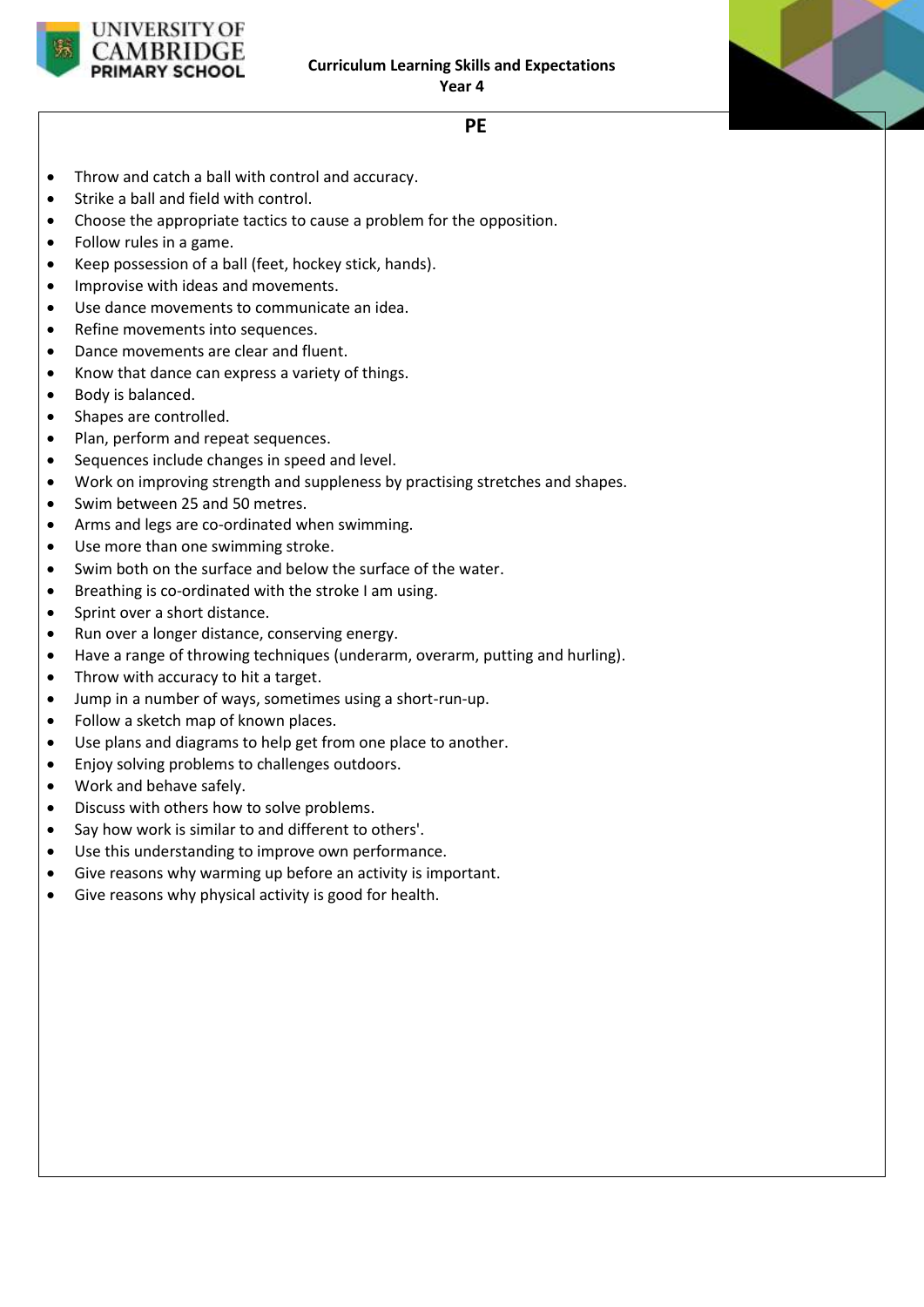# PE

- Throw and catch a ball with control and accuracy.
- Strike a ball and field with control.
- Choose the appropriate tactics to cause a problem for the opposition.
- Follow rules in a game.
- Keep possession of a ball (feet, hockey stick, hands).
- Improvise with ideas and movements.
- Use dance movements to communicate an idea.
- Refine movements into sequences.
- Dance movements are clear and fluent.
- Know that dance can express a variety of things.
- Body is balanced.
- Shapes are controlled.
- Plan, perform and repeat sequences.
- Sequences include changes in speed and level.
- Work on improving strength and suppleness by practising stretches and shapes.
- Swim between 25 and 50 metres.
- Arms and legs are co-ordinated when swimming.
- Use more than one swimming stroke.
- Swim both on the surface and below the surface of the water.
- Breathing is co-ordinated with the stroke I am using.
- Sprint over a short distance.
- Run over a longer distance, conserving energy.
- Have a range of throwing techniques (underarm, overarm, putting and hurling).
- Throw with accuracy to hit a target.
- Jump in a number of ways, sometimes using a short-run-up.
- Follow a sketch map of known places.
- Use plans and diagrams to help get from one place to another.
- Enjoy solving problems to challenges outdoors.
- Work and behave safely.
- Discuss with others how to solve problems.
- Say how work is similar to and different to others'.
- Use this understanding to improve own performance.
- Give reasons why warming up before an activity is important.
- Give reasons why physical activity is good for health.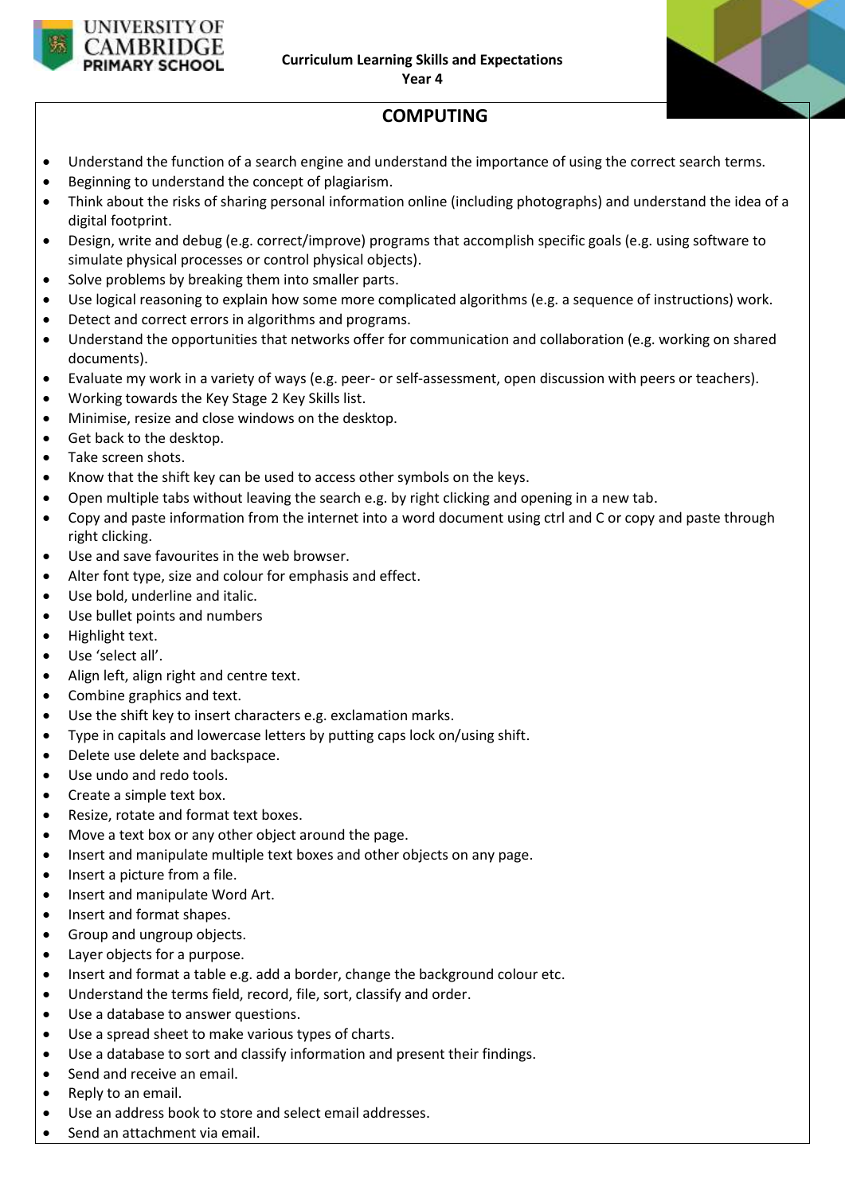**Curriculum Learning Skills and Expectations**
**Year 4**

## COMPUTING

- Understand the function of a search engine and understand the importance of using the correct search terms.
- Beginning to understand the concept of plagiarism.
- Think about the risks of sharing personal information online (including photographs) and understand the idea of a digital footprint.
- Design, write and debug (e.g. correct/improve) programs that accomplish specific goals (e.g. using software to simulate physical processes or control physical objects).
- Solve problems by breaking them into smaller parts.
- Use logical reasoning to explain how some more complicated algorithms (e.g. a sequence of instructions) work.
- Detect and correct errors in algorithms and programs.
- Understand the opportunities that networks offer for communication and collaboration (e.g. working on shared documents).
- Evaluate my work in a variety of ways (e.g. peer- or self-assessment, open discussion with peers or teachers).
- Working towards the Key Stage 2 Key Skills list.
- Minimise, resize and close windows on the desktop.
- Get back to the desktop.
- Take screen shots.
- Know that the shift key can be used to access other symbols on the keys.
- Open multiple tabs without leaving the search e.g. by right clicking and opening in a new tab.
- Copy and paste information from the internet into a word document using ctrl and C or copy and paste through right clicking.
- Use and save favourites in the web browser.
- Alter font type, size and colour for emphasis and effect.
- Use bold, underline and italic.
- Use bullet points and numbers
- Highlight text.
- Use 'select all'.
- Align left, align right and centre text.
- Combine graphics and text.
- Use the shift key to insert characters e.g. exclamation marks.
- Type in capitals and lowercase letters by putting caps lock on/using shift.
- Delete use delete and backspace.
- Use undo and redo tools.
- Create a simple text box.
- Resize, rotate and format text boxes.
- Move a text box or any other object around the page.
- Insert and manipulate multiple text boxes and other objects on any page.
- Insert a picture from a file.
- Insert and manipulate Word Art.
- Insert and format shapes.
- Group and ungroup objects.
- Layer objects for a purpose.
- Insert and format a table e.g. add a border, change the background colour etc.
- Understand the terms field, record, file, sort, classify and order.
- Use a database to answer questions.
- Use a spread sheet to make various types of charts.
- Use a database to sort and classify information and present their findings.
- Send and receive an email.
- Reply to an email.
- Use an address book to store and select email addresses.
- Send an attachment via email.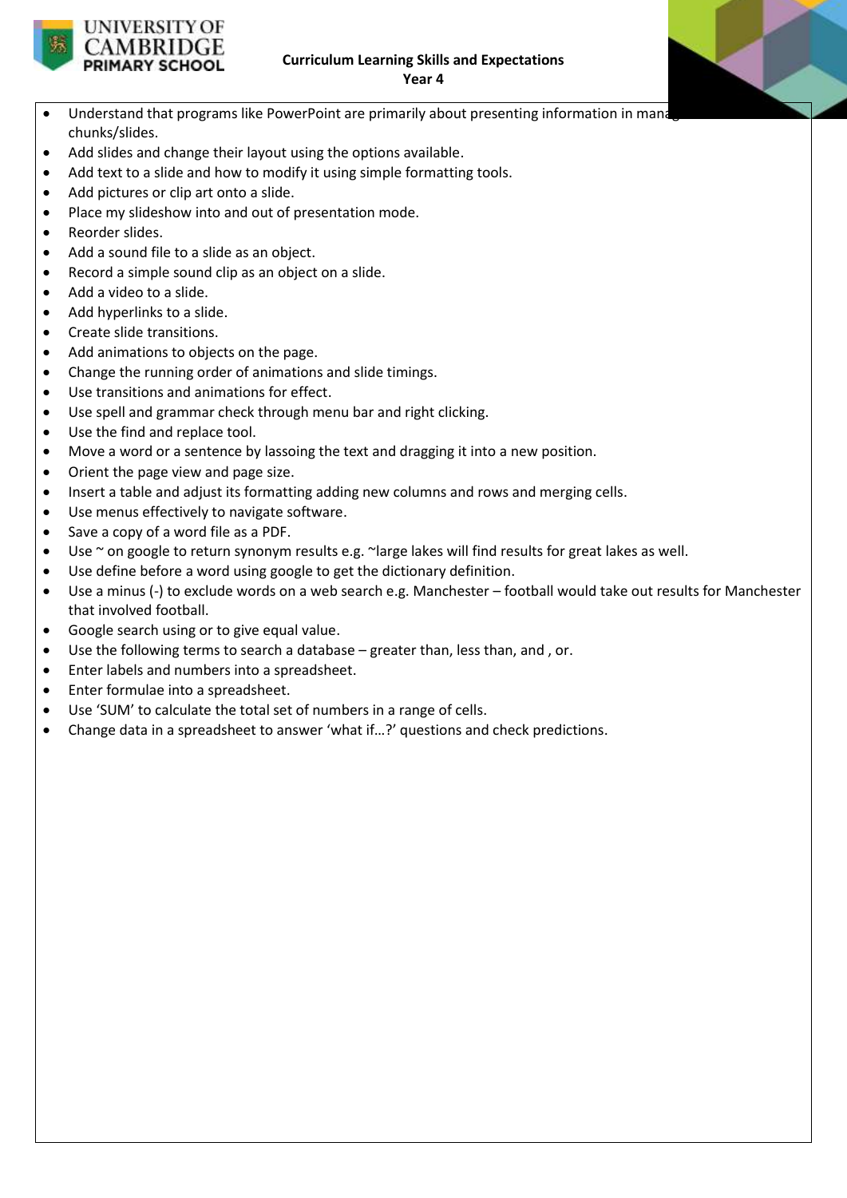**Curriculum Learning Skills and Expectations**
**Year 4**

- Understand that programs like PowerPoint are primarily about presenting information in manag chunks/slides.
- Add slides and change their layout using the options available.
- Add text to a slide and how to modify it using simple formatting tools.
- Add pictures or clip art onto a slide.
- Place my slideshow into and out of presentation mode.
- Reorder slides.
- Add a sound file to a slide as an object.
- Record a simple sound clip as an object on a slide.
- Add a video to a slide.
- Add hyperlinks to a slide.
- Create slide transitions.
- Add animations to objects on the page.
- Change the running order of animations and slide timings.
- Use transitions and animations for effect.
- Use spell and grammar check through menu bar and right clicking.
- Use the find and replace tool.
- Move a word or a sentence by lassoing the text and dragging it into a new position.
- Orient the page view and page size.
- Insert a table and adjust its formatting adding new columns and rows and merging cells.
- Use menus effectively to navigate software.
- Save a copy of a word file as a PDF.
- Use ~ on google to return synonym results e.g. ~large lakes will find results for great lakes as well.
- Use define before a word using google to get the dictionary definition.
- Use a minus (-) to exclude words on a web search e.g. Manchester – football would take out results for Manchester that involved football.
- Google search using or to give equal value.
- Use the following terms to search a database – greater than, less than, and , or.
- Enter labels and numbers into a spreadsheet.
- Enter formulae into a spreadsheet.
- Use 'SUM' to calculate the total set of numbers in a range of cells.
- Change data in a spreadsheet to answer 'what if…?' questions and check predictions.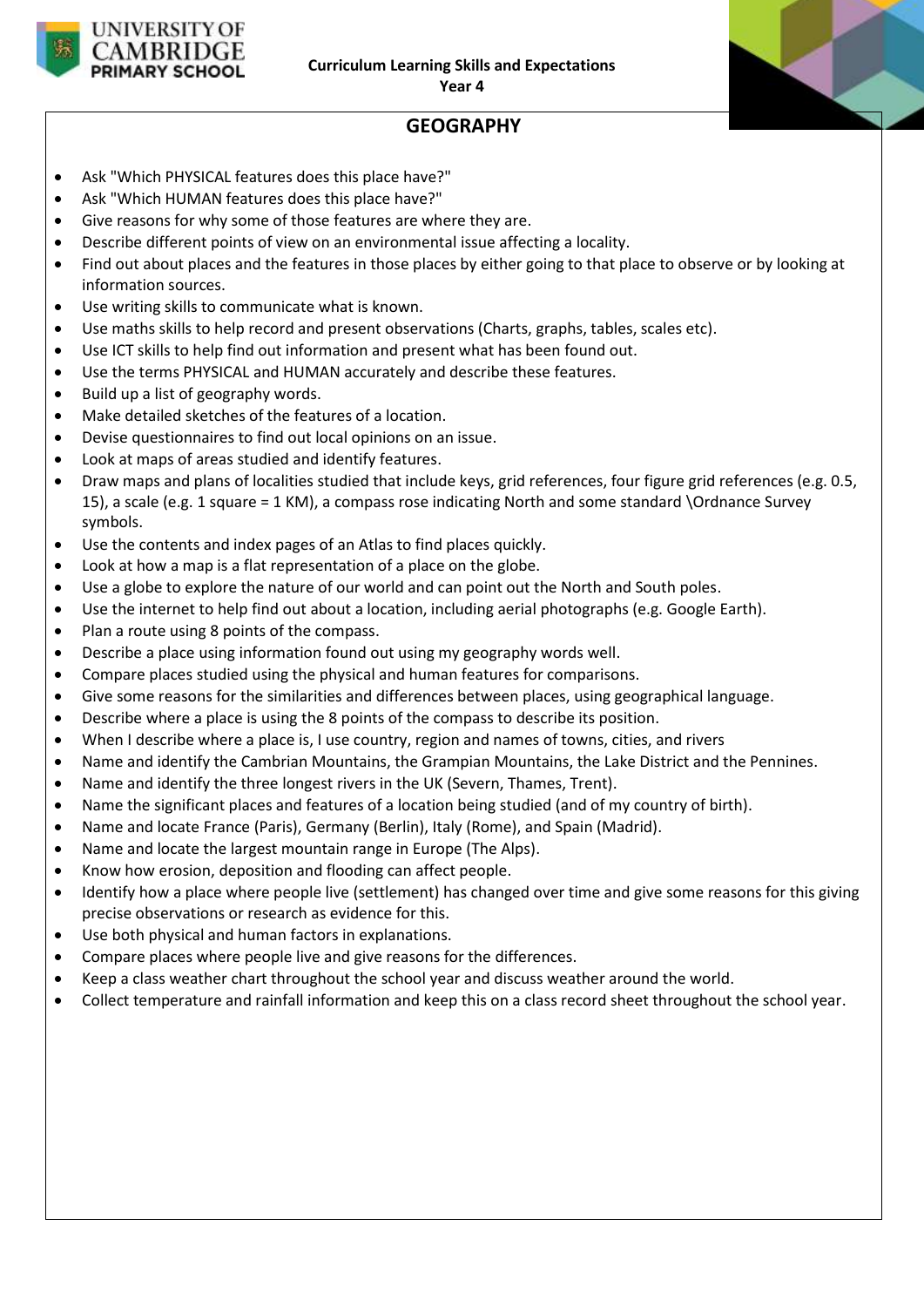**Curriculum Learning Skills and Expectations**
**Year 4**

## GEOGRAPHY

- Ask "Which PHYSICAL features does this place have?"
- Ask "Which HUMAN features does this place have?"
- Give reasons for why some of those features are where they are.
- Describe different points of view on an environmental issue affecting a locality.
- Find out about places and the features in those places by either going to that place to observe or by looking at information sources.
- Use writing skills to communicate what is known.
- Use maths skills to help record and present observations (Charts, graphs, tables, scales etc).
- Use ICT skills to help find out information and present what has been found out.
- Use the terms PHYSICAL and HUMAN accurately and describe these features.
- Build up a list of geography words.
- Make detailed sketches of the features of a location.
- Devise questionnaires to find out local opinions on an issue.
- Look at maps of areas studied and identify features.
- Draw maps and plans of localities studied that include keys, grid references, four figure grid references (e.g. 0.5, 15), a scale (e.g. 1 square = 1 KM), a compass rose indicating North and some standard \Ordnance Survey symbols.
- Use the contents and index pages of an Atlas to find places quickly.
- Look at how a map is a flat representation of a place on the globe.
- Use a globe to explore the nature of our world and can point out the North and South poles.
- Use the internet to help find out about a location, including aerial photographs (e.g. Google Earth).
- Plan a route using 8 points of the compass.
- Describe a place using information found out using my geography words well.
- Compare places studied using the physical and human features for comparisons.
- Give some reasons for the similarities and differences between places, using geographical language.
- Describe where a place is using the 8 points of the compass to describe its position.
- When I describe where a place is, I use country, region and names of towns, cities, and rivers
- Name and identify the Cambrian Mountains, the Grampian Mountains, the Lake District and the Pennines.
- Name and identify the three longest rivers in the UK (Severn, Thames, Trent).
- Name the significant places and features of a location being studied (and of my country of birth).
- Name and locate France (Paris), Germany (Berlin), Italy (Rome), and Spain (Madrid).
- Name and locate the largest mountain range in Europe (The Alps).
- Know how erosion, deposition and flooding can affect people.
- Identify how a place where people live (settlement) has changed over time and give some reasons for this giving precise observations or research as evidence for this.
- Use both physical and human factors in explanations.
- Compare places where people live and give reasons for the differences.
- Keep a class weather chart throughout the school year and discuss weather around the world.
- Collect temperature and rainfall information and keep this on a class record sheet throughout the school year.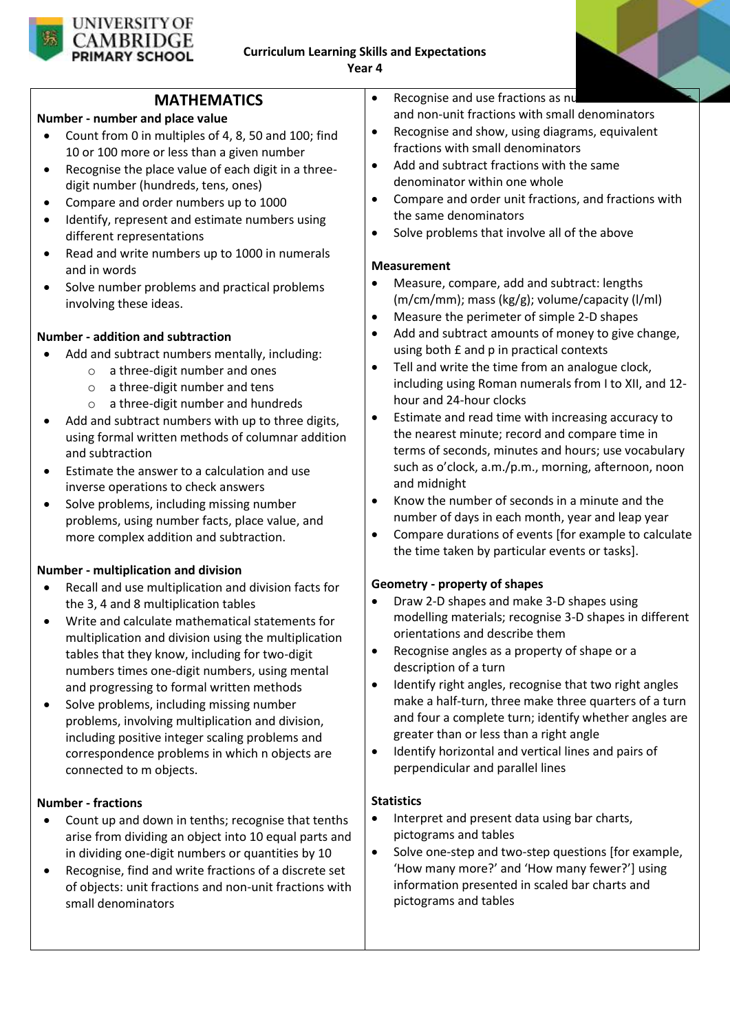UNIVERSITY OF CAMBRIDGE PRIMARY SCHOOL

**Curriculum Learning Skills and Expectations**
**Year 4**

## MATHEMATICS

**Number - number and place value**

- Count from 0 in multiples of 4, 8, 50 and 100; find 10 or 100 more or less than a given number
- Recognise the place value of each digit in a three-digit number (hundreds, tens, ones)
- Compare and order numbers up to 1000
- Identify, represent and estimate numbers using different representations
- Read and write numbers up to 1000 in numerals and in words
- Solve number problems and practical problems involving these ideas.

**Number - addition and subtraction**

- Add and subtract numbers mentally, including:
  - a three-digit number and ones
  - a three-digit number and tens
  - a three-digit number and hundreds
- Add and subtract numbers with up to three digits, using formal written methods of columnar addition and subtraction
- Estimate the answer to a calculation and use inverse operations to check answers
- Solve problems, including missing number problems, using number facts, place value, and more complex addition and subtraction.

**Number - multiplication and division**

- Recall and use multiplication and division facts for the 3, 4 and 8 multiplication tables
- Write and calculate mathematical statements for multiplication and division using the multiplication tables that they know, including for two-digit numbers times one-digit numbers, using mental and progressing to formal written methods
- Solve problems, including missing number problems, involving multiplication and division, including positive integer scaling problems and correspondence problems in which n objects are connected to m objects.

**Number - fractions**

- Count up and down in tenths; recognise that tenths arise from dividing an object into 10 equal parts and in dividing one-digit numbers or quantities by 10
- Recognise, find and write fractions of a discrete set of objects: unit fractions and non-unit fractions with small denominators
- Recognise and use fractions as nu[...] and non-unit fractions with small denominators
- Recognise and show, using diagrams, equivalent fractions with small denominators
- Add and subtract fractions with the same denominator within one whole
- Compare and order unit fractions, and fractions with the same denominators
- Solve problems that involve all of the above

**Measurement**

- Measure, compare, add and subtract: lengths (m/cm/mm); mass (kg/g); volume/capacity (l/ml)
- Measure the perimeter of simple 2-D shapes
- Add and subtract amounts of money to give change, using both £ and p in practical contexts
- Tell and write the time from an analogue clock, including using Roman numerals from I to XII, and 12-hour and 24-hour clocks
- Estimate and read time with increasing accuracy to the nearest minute; record and compare time in terms of seconds, minutes and hours; use vocabulary such as o'clock, a.m./p.m., morning, afternoon, noon and midnight
- Know the number of seconds in a minute and the number of days in each month, year and leap year
- Compare durations of events [for example to calculate the time taken by particular events or tasks].

**Geometry - property of shapes**

- Draw 2-D shapes and make 3-D shapes using modelling materials; recognise 3-D shapes in different orientations and describe them
- Recognise angles as a property of shape or a description of a turn
- Identify right angles, recognise that two right angles make a half-turn, three make three quarters of a turn and four a complete turn; identify whether angles are greater than or less than a right angle
- Identify horizontal and vertical lines and pairs of perpendicular and parallel lines

**Statistics**

- Interpret and present data using bar charts, pictograms and tables
- Solve one-step and two-step questions [for example, 'How many more?' and 'How many fewer?'] using information presented in scaled bar charts and pictograms and tables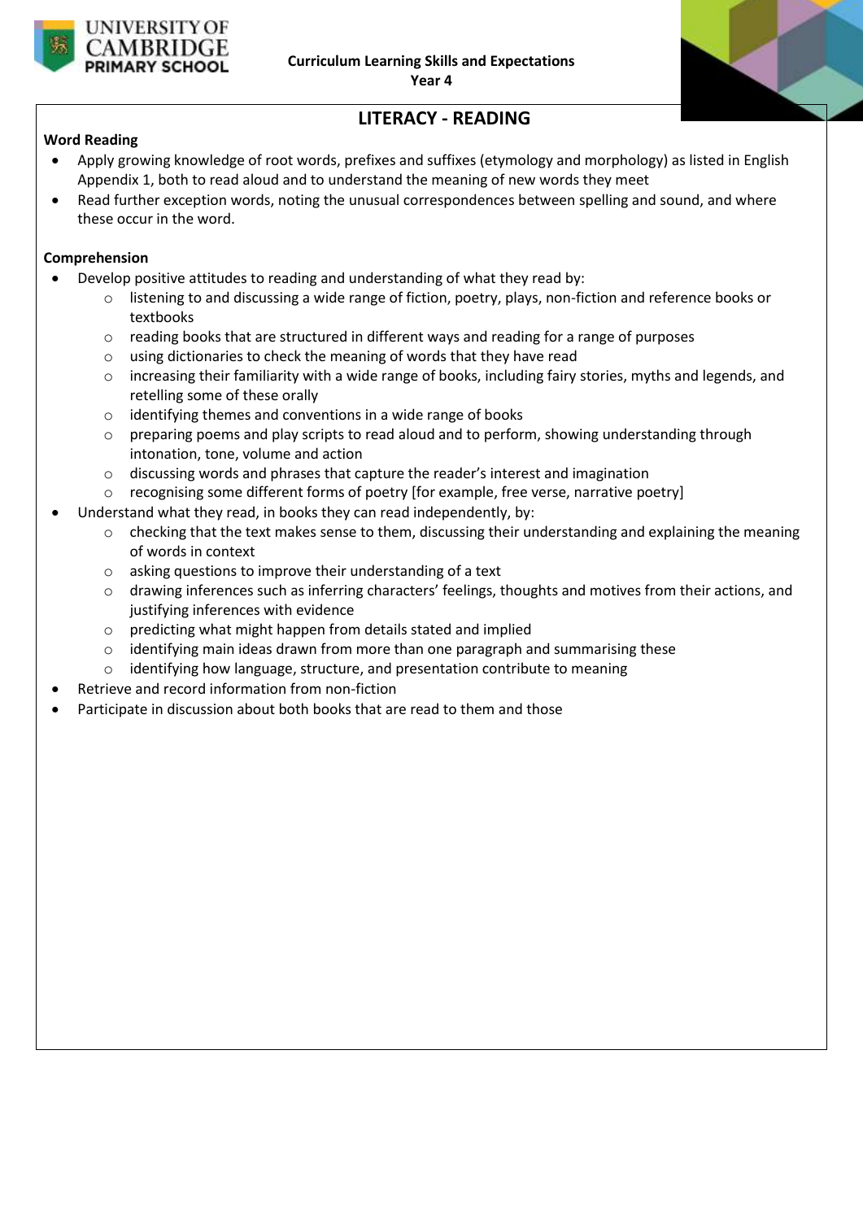**Curriculum Learning Skills and Expectations**
**Year 4**

## LITERACY - READING

**Word Reading**

- Apply growing knowledge of root words, prefixes and suffixes (etymology and morphology) as listed in English Appendix 1, both to read aloud and to understand the meaning of new words they meet
- Read further exception words, noting the unusual correspondences between spelling and sound, and where these occur in the word.

**Comprehension**

- Develop positive attitudes to reading and understanding of what they read by:
    - listening to and discussing a wide range of fiction, poetry, plays, non-fiction and reference books or textbooks
    - reading books that are structured in different ways and reading for a range of purposes
    - using dictionaries to check the meaning of words that they have read
    - increasing their familiarity with a wide range of books, including fairy stories, myths and legends, and retelling some of these orally
    - identifying themes and conventions in a wide range of books
    - preparing poems and play scripts to read aloud and to perform, showing understanding through intonation, tone, volume and action
    - discussing words and phrases that capture the reader's interest and imagination
    - recognising some different forms of poetry [for example, free verse, narrative poetry]
- Understand what they read, in books they can read independently, by:
    - checking that the text makes sense to them, discussing their understanding and explaining the meaning of words in context
    - asking questions to improve their understanding of a text
    - drawing inferences such as inferring characters' feelings, thoughts and motives from their actions, and justifying inferences with evidence
    - predicting what might happen from details stated and implied
    - identifying main ideas drawn from more than one paragraph and summarising these
    - identifying how language, structure, and presentation contribute to meaning
- Retrieve and record information from non-fiction
- Participate in discussion about both books that are read to them and those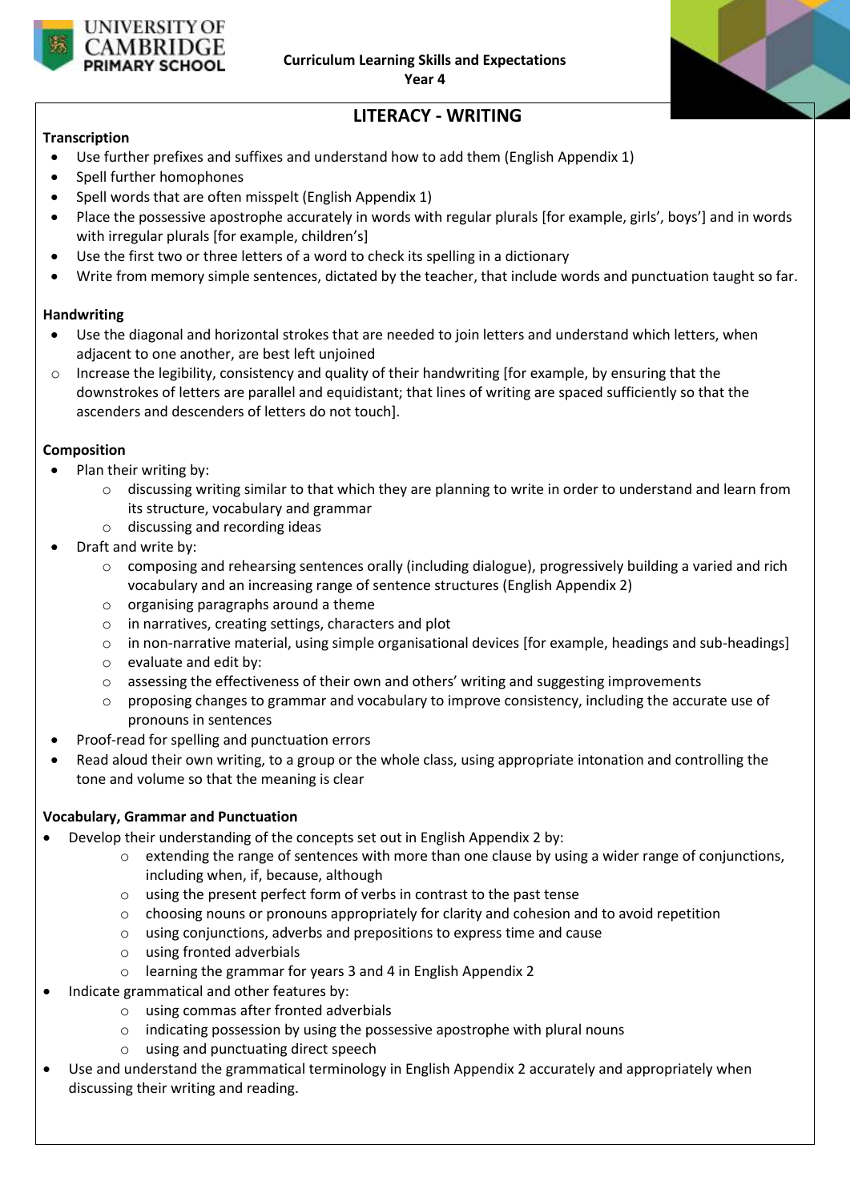University of Cambridge Primary School

**Curriculum Learning Skills and Expectations**
**Year 4**

# LITERACY - WRITING

**Transcription**

- Use further prefixes and suffixes and understand how to add them (English Appendix 1)
- Spell further homophones
- Spell words that are often misspelt (English Appendix 1)
- Place the possessive apostrophe accurately in words with regular plurals [for example, girls', boys'] and in words with irregular plurals [for example, children's]
- Use the first two or three letters of a word to check its spelling in a dictionary
- Write from memory simple sentences, dictated by the teacher, that include words and punctuation taught so far.

**Handwriting**

- Use the diagonal and horizontal strokes that are needed to join letters and understand which letters, when adjacent to one another, are best left unjoined
- Increase the legibility, consistency and quality of their handwriting [for example, by ensuring that the downstrokes of letters are parallel and equidistant; that lines of writing are spaced sufficiently so that the ascenders and descenders of letters do not touch].

**Composition**

- Plan their writing by:
  - discussing writing similar to that which they are planning to write in order to understand and learn from its structure, vocabulary and grammar
  - discussing and recording ideas
- Draft and write by:
  - composing and rehearsing sentences orally (including dialogue), progressively building a varied and rich vocabulary and an increasing range of sentence structures (English Appendix 2)
  - organising paragraphs around a theme
  - in narratives, creating settings, characters and plot
  - in non-narrative material, using simple organisational devices [for example, headings and sub-headings]
  - evaluate and edit by:
  - assessing the effectiveness of their own and others' writing and suggesting improvements
  - proposing changes to grammar and vocabulary to improve consistency, including the accurate use of pronouns in sentences
- Proof-read for spelling and punctuation errors
- Read aloud their own writing, to a group or the whole class, using appropriate intonation and controlling the tone and volume so that the meaning is clear

**Vocabulary, Grammar and Punctuation**

- Develop their understanding of the concepts set out in English Appendix 2 by:
  - extending the range of sentences with more than one clause by using a wider range of conjunctions, including when, if, because, although
  - using the present perfect form of verbs in contrast to the past tense
  - choosing nouns or pronouns appropriately for clarity and cohesion and to avoid repetition
  - using conjunctions, adverbs and prepositions to express time and cause
  - using fronted adverbials
  - learning the grammar for years 3 and 4 in English Appendix 2
- Indicate grammatical and other features by:
  - using commas after fronted adverbials
  - indicating possession by using the possessive apostrophe with plural nouns
  - using and punctuating direct speech
- Use and understand the grammatical terminology in English Appendix 2 accurately and appropriately when discussing their writing and reading.